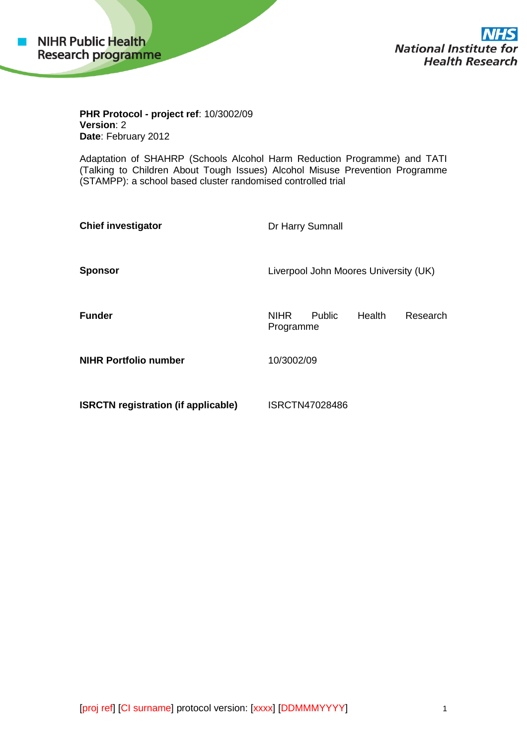NIHR Public Health Research programme

National Institute for Health Research

**PHR Protocol - project ref**: 10/3002/09
**Version**: 2
**Date**: February 2012

Adaptation of SHAHRP (Schools Alcohol Harm Reduction Programme) and TATI (Talking to Children About Tough Issues) Alcohol Misuse Prevention Programme (STAMPP): a school based cluster randomised controlled trial

| | |
|---|---|
| **Chief investigator** | Dr Harry Sumnall |
| **Sponsor** | Liverpool John Moores University (UK) |
| **Funder** | NIHR Public Health Research Programme |
| **NIHR Portfolio number** | 10/3002/09 |
| **ISRCTN registration (if applicable)** | ISRCTN47028486 |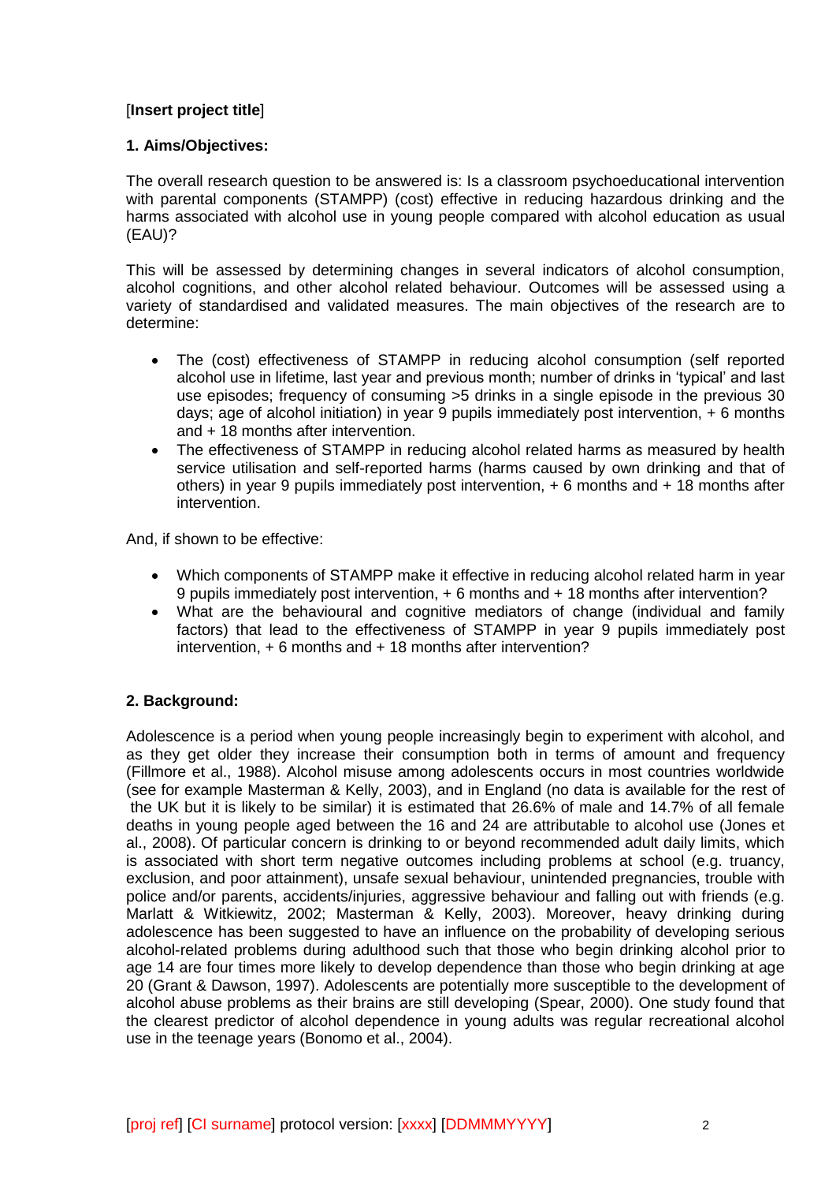[**Insert project title**]

## 1. Aims/Objectives:

The overall research question to be answered is: Is a classroom psychoeducational intervention with parental components (STAMPP) (cost) effective in reducing hazardous drinking and the harms associated with alcohol use in young people compared with alcohol education as usual (EAU)?

This will be assessed by determining changes in several indicators of alcohol consumption, alcohol cognitions, and other alcohol related behaviour. Outcomes will be assessed using a variety of standardised and validated measures. The main objectives of the research are to determine:

- The (cost) effectiveness of STAMPP in reducing alcohol consumption (self reported alcohol use in lifetime, last year and previous month; number of drinks in 'typical' and last use episodes; frequency of consuming >5 drinks in a single episode in the previous 30 days; age of alcohol initiation) in year 9 pupils immediately post intervention, + 6 months and + 18 months after intervention.
- The effectiveness of STAMPP in reducing alcohol related harms as measured by health service utilisation and self-reported harms (harms caused by own drinking and that of others) in year 9 pupils immediately post intervention, + 6 months and + 18 months after intervention.

And, if shown to be effective:

- Which components of STAMPP make it effective in reducing alcohol related harm in year 9 pupils immediately post intervention, + 6 months and + 18 months after intervention?
- What are the behavioural and cognitive mediators of change (individual and family factors) that lead to the effectiveness of STAMPP in year 9 pupils immediately post intervention, + 6 months and + 18 months after intervention?

## 2. Background:

Adolescence is a period when young people increasingly begin to experiment with alcohol, and as they get older they increase their consumption both in terms of amount and frequency (Fillmore et al., 1988). Alcohol misuse among adolescents occurs in most countries worldwide (see for example Masterman & Kelly, 2003), and in England (no data is available for the rest of the UK but it is likely to be similar) it is estimated that 26.6% of male and 14.7% of all female deaths in young people aged between the 16 and 24 are attributable to alcohol use (Jones et al., 2008). Of particular concern is drinking to or beyond recommended adult daily limits, which is associated with short term negative outcomes including problems at school (e.g. truancy, exclusion, and poor attainment), unsafe sexual behaviour, unintended pregnancies, trouble with police and/or parents, accidents/injuries, aggressive behaviour and falling out with friends (e.g. Marlatt & Witkiewitz, 2002; Masterman & Kelly, 2003). Moreover, heavy drinking during adolescence has been suggested to have an influence on the probability of developing serious alcohol-related problems during adulthood such that those who begin drinking alcohol prior to age 14 are four times more likely to develop dependence than those who begin drinking at age 20 (Grant & Dawson, 1997). Adolescents are potentially more susceptible to the development of alcohol abuse problems as their brains are still developing (Spear, 2000). One study found that the clearest predictor of alcohol dependence in young adults was regular recreational alcohol use in the teenage years (Bonomo et al., 2004).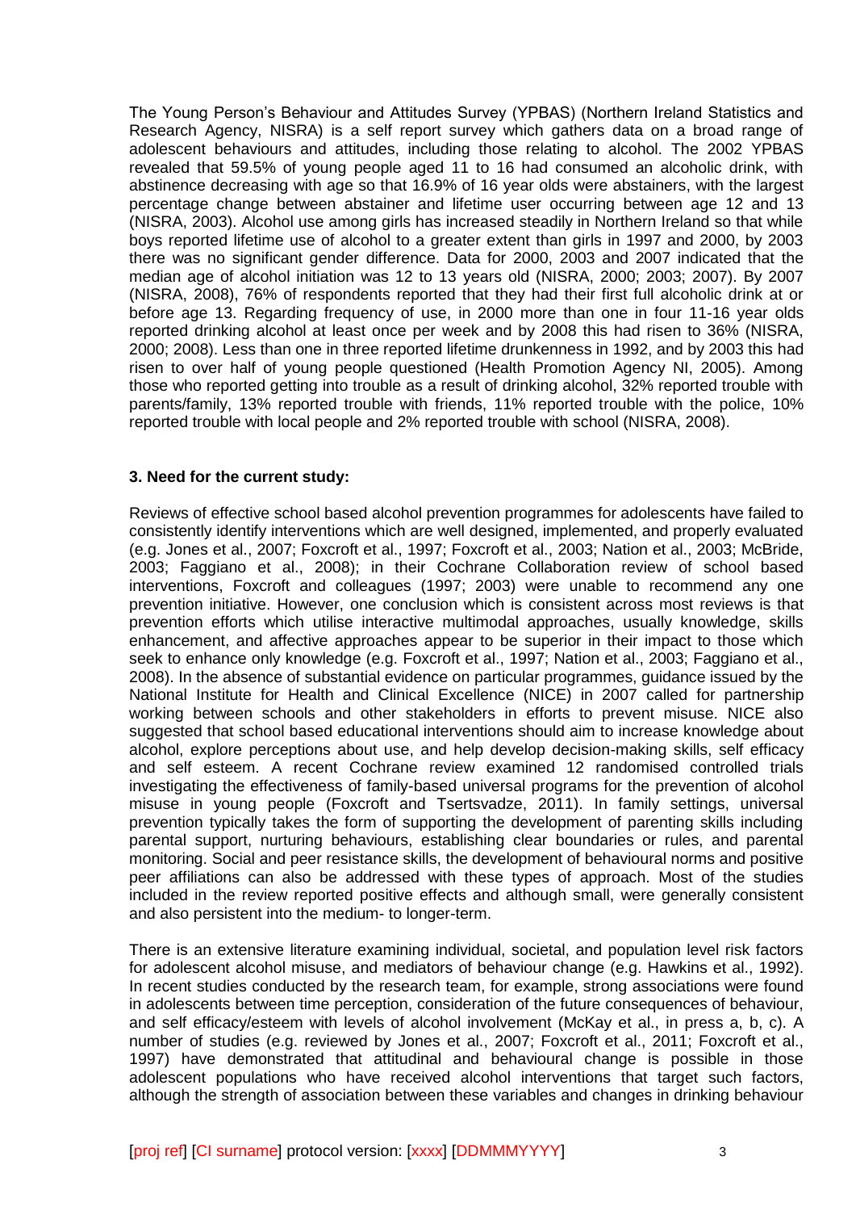The Young Person's Behaviour and Attitudes Survey (YPBAS) (Northern Ireland Statistics and Research Agency, NISRA) is a self report survey which gathers data on a broad range of adolescent behaviours and attitudes, including those relating to alcohol. The 2002 YPBAS revealed that 59.5% of young people aged 11 to 16 had consumed an alcoholic drink, with abstinence decreasing with age so that 16.9% of 16 year olds were abstainers, with the largest percentage change between abstainer and lifetime user occurring between age 12 and 13 (NISRA, 2003). Alcohol use among girls has increased steadily in Northern Ireland so that while boys reported lifetime use of alcohol to a greater extent than girls in 1997 and 2000, by 2003 there was no significant gender difference. Data for 2000, 2003 and 2007 indicated that the median age of alcohol initiation was 12 to 13 years old (NISRA, 2000; 2003; 2007). By 2007 (NISRA, 2008), 76% of respondents reported that they had their first full alcoholic drink at or before age 13. Regarding frequency of use, in 2000 more than one in four 11-16 year olds reported drinking alcohol at least once per week and by 2008 this had risen to 36% (NISRA, 2000; 2008). Less than one in three reported lifetime drunkenness in 1992, and by 2003 this had risen to over half of young people questioned (Health Promotion Agency NI, 2005). Among those who reported getting into trouble as a result of drinking alcohol, 32% reported trouble with parents/family, 13% reported trouble with friends, 11% reported trouble with the police, 10% reported trouble with local people and 2% reported trouble with school (NISRA, 2008).

### 3. Need for the current study:

Reviews of effective school based alcohol prevention programmes for adolescents have failed to consistently identify interventions which are well designed, implemented, and properly evaluated (e.g. Jones et al., 2007; Foxcroft et al., 1997; Foxcroft et al., 2003; Nation et al., 2003; McBride, 2003; Faggiano et al., 2008); in their Cochrane Collaboration review of school based interventions, Foxcroft and colleagues (1997; 2003) were unable to recommend any one prevention initiative. However, one conclusion which is consistent across most reviews is that prevention efforts which utilise interactive multimodal approaches, usually knowledge, skills enhancement, and affective approaches appear to be superior in their impact to those which seek to enhance only knowledge (e.g. Foxcroft et al., 1997; Nation et al., 2003; Faggiano et al., 2008). In the absence of substantial evidence on particular programmes, guidance issued by the National Institute for Health and Clinical Excellence (NICE) in 2007 called for partnership working between schools and other stakeholders in efforts to prevent misuse. NICE also suggested that school based educational interventions should aim to increase knowledge about alcohol, explore perceptions about use, and help develop decision-making skills, self efficacy and self esteem. A recent Cochrane review examined 12 randomised controlled trials investigating the effectiveness of family-based universal programs for the prevention of alcohol misuse in young people (Foxcroft and Tsertsvadze, 2011). In family settings, universal prevention typically takes the form of supporting the development of parenting skills including parental support, nurturing behaviours, establishing clear boundaries or rules, and parental monitoring. Social and peer resistance skills, the development of behavioural norms and positive peer affiliations can also be addressed with these types of approach. Most of the studies included in the review reported positive effects and although small, were generally consistent and also persistent into the medium- to longer-term.

There is an extensive literature examining individual, societal, and population level risk factors for adolescent alcohol misuse, and mediators of behaviour change (e.g. Hawkins et al., 1992). In recent studies conducted by the research team, for example, strong associations were found in adolescents between time perception, consideration of the future consequences of behaviour, and self efficacy/esteem with levels of alcohol involvement (McKay et al., in press a, b, c). A number of studies (e.g. reviewed by Jones et al., 2007; Foxcroft et al., 2011; Foxcroft et al., 1997) have demonstrated that attitudinal and behavioural change is possible in those adolescent populations who have received alcohol interventions that target such factors, although the strength of association between these variables and changes in drinking behaviour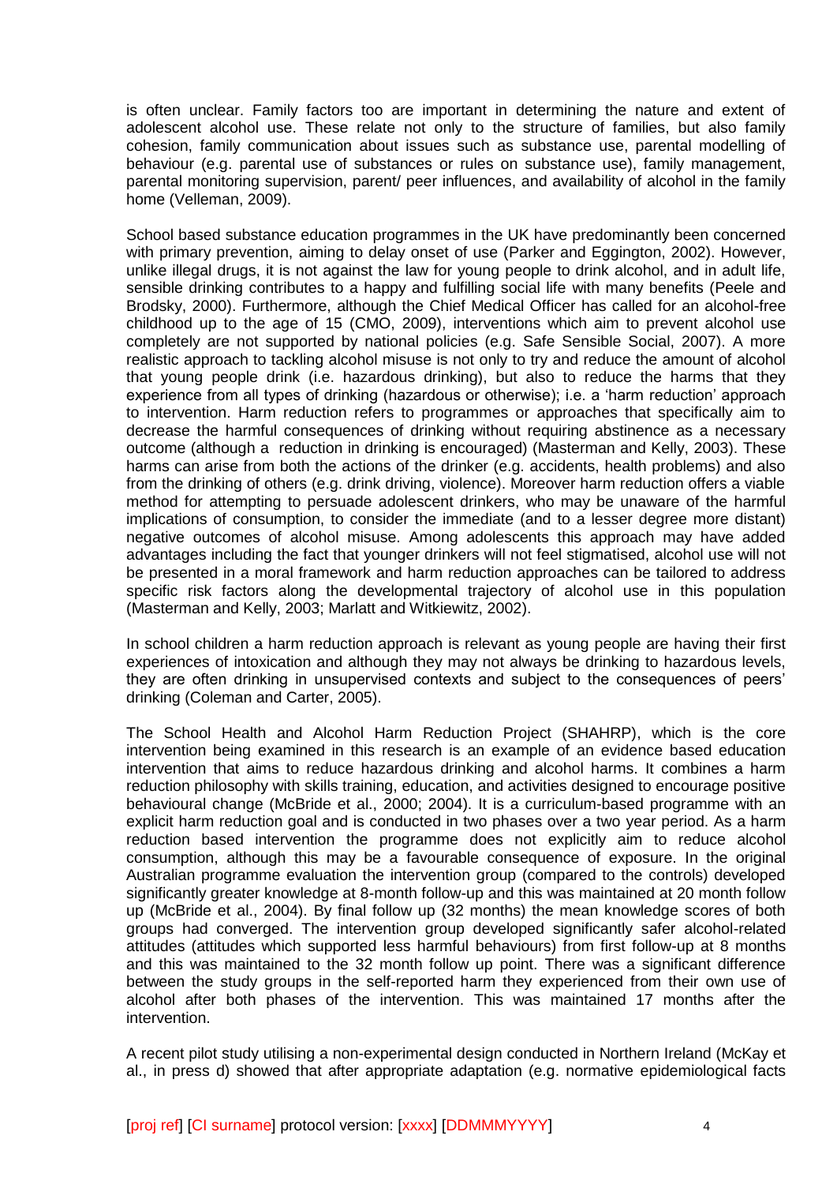is often unclear. Family factors too are important in determining the nature and extent of adolescent alcohol use. These relate not only to the structure of families, but also family cohesion, family communication about issues such as substance use, parental modelling of behaviour (e.g. parental use of substances or rules on substance use), family management, parental monitoring supervision, parent/ peer influences, and availability of alcohol in the family home (Velleman, 2009).

School based substance education programmes in the UK have predominantly been concerned with primary prevention, aiming to delay onset of use (Parker and Eggington, 2002). However, unlike illegal drugs, it is not against the law for young people to drink alcohol, and in adult life, sensible drinking contributes to a happy and fulfilling social life with many benefits (Peele and Brodsky, 2000). Furthermore, although the Chief Medical Officer has called for an alcohol-free childhood up to the age of 15 (CMO, 2009), interventions which aim to prevent alcohol use completely are not supported by national policies (e.g. Safe Sensible Social, 2007). A more realistic approach to tackling alcohol misuse is not only to try and reduce the amount of alcohol that young people drink (i.e. hazardous drinking), but also to reduce the harms that they experience from all types of drinking (hazardous or otherwise); i.e. a 'harm reduction' approach to intervention. Harm reduction refers to programmes or approaches that specifically aim to decrease the harmful consequences of drinking without requiring abstinence as a necessary outcome (although a reduction in drinking is encouraged) (Masterman and Kelly, 2003). These harms can arise from both the actions of the drinker (e.g. accidents, health problems) and also from the drinking of others (e.g. drink driving, violence). Moreover harm reduction offers a viable method for attempting to persuade adolescent drinkers, who may be unaware of the harmful implications of consumption, to consider the immediate (and to a lesser degree more distant) negative outcomes of alcohol misuse. Among adolescents this approach may have added advantages including the fact that younger drinkers will not feel stigmatised, alcohol use will not be presented in a moral framework and harm reduction approaches can be tailored to address specific risk factors along the developmental trajectory of alcohol use in this population (Masterman and Kelly, 2003; Marlatt and Witkiewitz, 2002).

In school children a harm reduction approach is relevant as young people are having their first experiences of intoxication and although they may not always be drinking to hazardous levels, they are often drinking in unsupervised contexts and subject to the consequences of peers' drinking (Coleman and Carter, 2005).

The School Health and Alcohol Harm Reduction Project (SHAHRP), which is the core intervention being examined in this research is an example of an evidence based education intervention that aims to reduce hazardous drinking and alcohol harms. It combines a harm reduction philosophy with skills training, education, and activities designed to encourage positive behavioural change (McBride et al., 2000; 2004). It is a curriculum-based programme with an explicit harm reduction goal and is conducted in two phases over a two year period. As a harm reduction based intervention the programme does not explicitly aim to reduce alcohol consumption, although this may be a favourable consequence of exposure. In the original Australian programme evaluation the intervention group (compared to the controls) developed significantly greater knowledge at 8-month follow-up and this was maintained at 20 month follow up (McBride et al., 2004). By final follow up (32 months) the mean knowledge scores of both groups had converged. The intervention group developed significantly safer alcohol-related attitudes (attitudes which supported less harmful behaviours) from first follow-up at 8 months and this was maintained to the 32 month follow up point. There was a significant difference between the study groups in the self-reported harm they experienced from their own use of alcohol after both phases of the intervention. This was maintained 17 months after the intervention.

A recent pilot study utilising a non-experimental design conducted in Northern Ireland (McKay et al., in press d) showed that after appropriate adaptation (e.g. normative epidemiological facts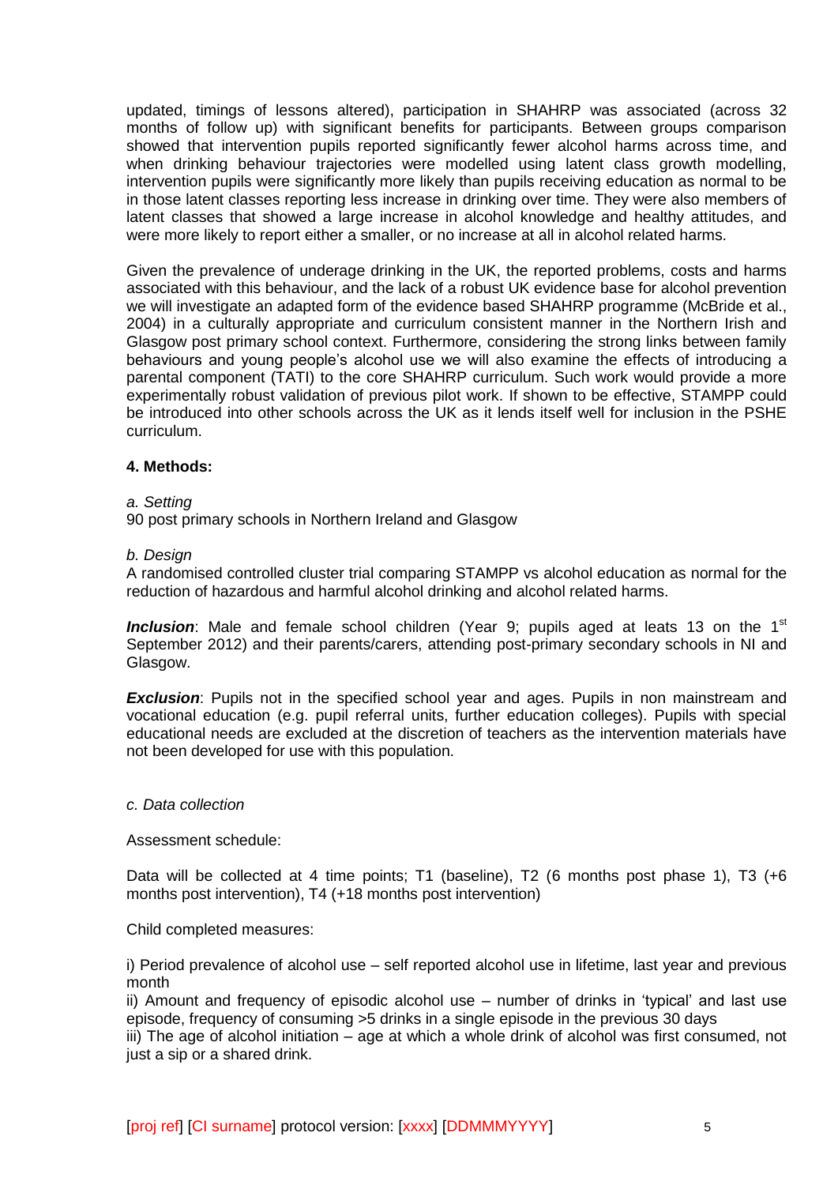updated, timings of lessons altered), participation in SHAHRP was associated (across 32 months of follow up) with significant benefits for participants. Between groups comparison showed that intervention pupils reported significantly fewer alcohol harms across time, and when drinking behaviour trajectories were modelled using latent class growth modelling, intervention pupils were significantly more likely than pupils receiving education as normal to be in those latent classes reporting less increase in drinking over time. They were also members of latent classes that showed a large increase in alcohol knowledge and healthy attitudes, and were more likely to report either a smaller, or no increase at all in alcohol related harms.

Given the prevalence of underage drinking in the UK, the reported problems, costs and harms associated with this behaviour, and the lack of a robust UK evidence base for alcohol prevention we will investigate an adapted form of the evidence based SHAHRP programme (McBride et al., 2004) in a culturally appropriate and curriculum consistent manner in the Northern Irish and Glasgow post primary school context. Furthermore, considering the strong links between family behaviours and young people's alcohol use we will also examine the effects of introducing a parental component (TATI) to the core SHAHRP curriculum. Such work would provide a more experimentally robust validation of previous pilot work. If shown to be effective, STAMPP could be introduced into other schools across the UK as it lends itself well for inclusion in the PSHE curriculum.

**4. Methods:**

*a. Setting*

90 post primary schools in Northern Ireland and Glasgow

*b. Design*

A randomised controlled cluster trial comparing STAMPP vs alcohol education as normal for the reduction of hazardous and harmful alcohol drinking and alcohol related harms.

***Inclusion***: Male and female school children (Year 9; pupils aged at leats 13 on the 1st September 2012) and their parents/carers, attending post-primary secondary schools in NI and Glasgow.

***Exclusion***: Pupils not in the specified school year and ages. Pupils in non mainstream and vocational education (e.g. pupil referral units, further education colleges). Pupils with special educational needs are excluded at the discretion of teachers as the intervention materials have not been developed for use with this population.

*c. Data collection*

Assessment schedule:

Data will be collected at 4 time points; T1 (baseline), T2 (6 months post phase 1), T3 (+6 months post intervention), T4 (+18 months post intervention)

Child completed measures:

i) Period prevalence of alcohol use – self reported alcohol use in lifetime, last year and previous month
ii) Amount and frequency of episodic alcohol use – number of drinks in 'typical' and last use episode, frequency of consuming >5 drinks in a single episode in the previous 30 days
iii) The age of alcohol initiation – age at which a whole drink of alcohol was first consumed, not just a sip or a shared drink.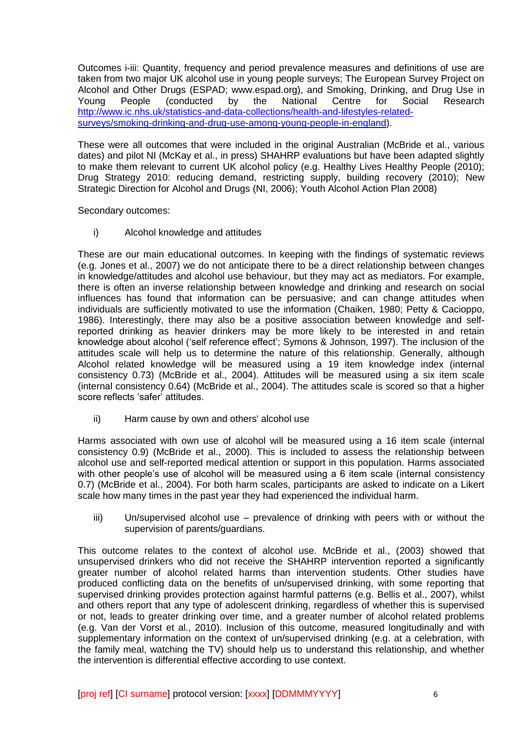Outcomes i-iii: Quantity, frequency and period prevalence measures and definitions of use are taken from two major UK alcohol use in young people surveys; The European Survey Project on Alcohol and Other Drugs (ESPAD; www.espad.org), and Smoking, Drinking, and Drug Use in Young People (conducted by the National Centre for Social Research http://www.ic.nhs.uk/statistics-and-data-collections/health-and-lifestyles-related-surveys/smoking-drinking-and-drug-use-among-young-people-in-england).

These were all outcomes that were included in the original Australian (McBride et al., various dates) and pilot NI (McKay et al., in press) SHAHRP evaluations but have been adapted slightly to make them relevant to current UK alcohol policy (e.g. Healthy Lives Healthy People (2010); Drug Strategy 2010: reducing demand, restricting supply, building recovery (2010); New Strategic Direction for Alcohol and Drugs (NI, 2006); Youth Alcohol Action Plan 2008)

Secondary outcomes:

i) Alcohol knowledge and attitudes

These are our main educational outcomes. In keeping with the findings of systematic reviews (e.g. Jones et al., 2007) we do not anticipate there to be a direct relationship between changes in knowledge/attitudes and alcohol use behaviour, but they may act as mediators. For example, there is often an inverse relationship between knowledge and drinking and research on social influences has found that information can be persuasive; and can change attitudes when individuals are sufficiently motivated to use the information (Chaiken, 1980; Petty & Cacioppo, 1986). Interestingly, there may also be a positive association between knowledge and self-reported drinking as heavier drinkers may be more likely to be interested in and retain knowledge about alcohol ('self reference effect'; Symons & Johnson, 1997). The inclusion of the attitudes scale will help us to determine the nature of this relationship. Generally, although Alcohol related knowledge will be measured using a 19 item knowledge index (internal consistency 0.73) (McBride et al., 2004). Attitudes will be measured using a six item scale (internal consistency 0.64) (McBride et al., 2004). The attitudes scale is scored so that a higher score reflects 'safer' attitudes.

ii) Harm cause by own and others' alcohol use

Harms associated with own use of alcohol will be measured using a 16 item scale (internal consistency 0.9) (McBride et al., 2000). This is included to assess the relationship between alcohol use and self-reported medical attention or support in this population. Harms associated with other people's use of alcohol will be measured using a 6 item scale (internal consistency 0.7) (McBride et al., 2004). For both harm scales, participants are asked to indicate on a Likert scale how many times in the past year they had experienced the individual harm.

iii) Un/supervised alcohol use – prevalence of drinking with peers with or without the supervision of parents/guardians.

This outcome relates to the context of alcohol use. McBride et al., (2003) showed that unsupervised drinkers who did not receive the SHAHRP intervention reported a significantly greater number of alcohol related harms than intervention students. Other studies have produced conflicting data on the benefits of un/supervised drinking, with some reporting that supervised drinking provides protection against harmful patterns (e.g. Bellis et al., 2007), whilst and others report that any type of adolescent drinking, regardless of whether this is supervised or not, leads to greater drinking over time, and a greater number of alcohol related problems (e.g. Van der Vorst et al., 2010). Inclusion of this outcome, measured longitudinally and with supplementary information on the context of un/supervised drinking (e.g. at a celebration, with the family meal, watching the TV) should help us to understand this relationship, and whether the intervention is differential effective according to use context.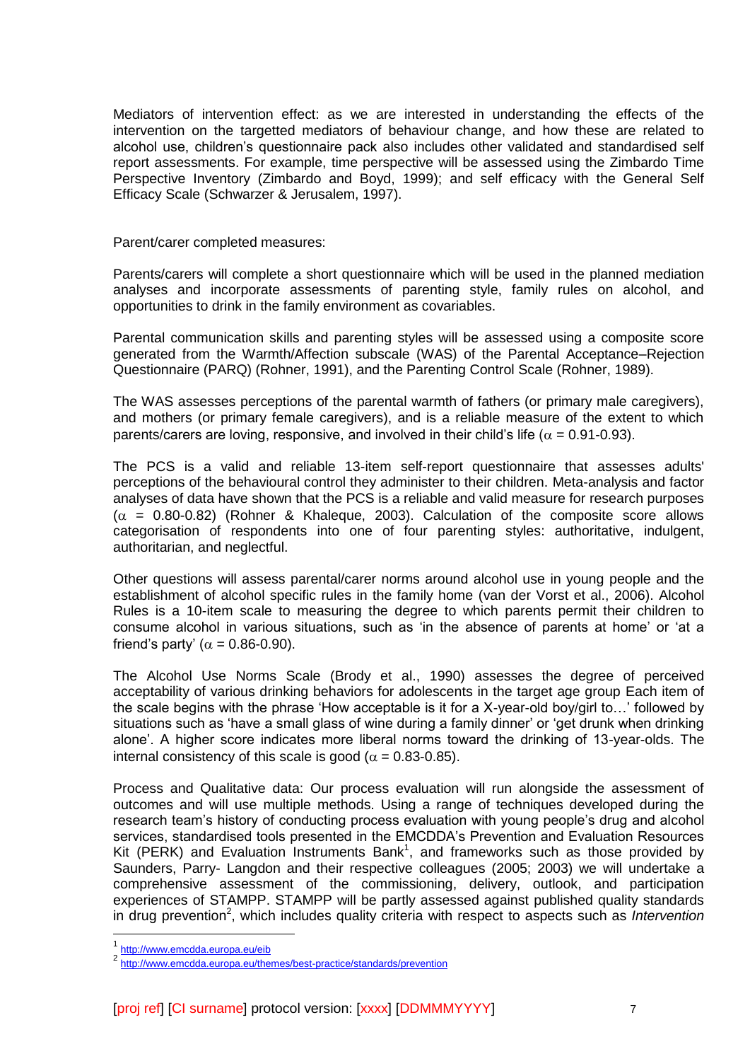Mediators of intervention effect: as we are interested in understanding the effects of the intervention on the targetted mediators of behaviour change, and how these are related to alcohol use, children's questionnaire pack also includes other validated and standardised self report assessments. For example, time perspective will be assessed using the Zimbardo Time Perspective Inventory (Zimbardo and Boyd, 1999); and self efficacy with the General Self Efficacy Scale (Schwarzer & Jerusalem, 1997).

Parent/carer completed measures:

Parents/carers will complete a short questionnaire which will be used in the planned mediation analyses and incorporate assessments of parenting style, family rules on alcohol, and opportunities to drink in the family environment as covariables.

Parental communication skills and parenting styles will be assessed using a composite score generated from the Warmth/Affection subscale (WAS) of the Parental Acceptance–Rejection Questionnaire (PARQ) (Rohner, 1991), and the Parenting Control Scale (Rohner, 1989).

The WAS assesses perceptions of the parental warmth of fathers (or primary male caregivers), and mothers (or primary female caregivers), and is a reliable measure of the extent to which parents/carers are loving, responsive, and involved in their child's life ($\alpha$ = 0.91-0.93).

The PCS is a valid and reliable 13-item self-report questionnaire that assesses adults' perceptions of the behavioural control they administer to their children. Meta-analysis and factor analyses of data have shown that the PCS is a reliable and valid measure for research purposes ($\alpha$ = 0.80-0.82) (Rohner & Khaleque, 2003). Calculation of the composite score allows categorisation of respondents into one of four parenting styles: authoritative, indulgent, authoritarian, and neglectful.

Other questions will assess parental/carer norms around alcohol use in young people and the establishment of alcohol specific rules in the family home (van der Vorst et al., 2006). Alcohol Rules is a 10-item scale to measuring the degree to which parents permit their children to consume alcohol in various situations, such as 'in the absence of parents at home' or 'at a friend's party' ($\alpha$ = 0.86-0.90).

The Alcohol Use Norms Scale (Brody et al., 1990) assesses the degree of perceived acceptability of various drinking behaviors for adolescents in the target age group Each item of the scale begins with the phrase 'How acceptable is it for a X-year-old boy/girl to…' followed by situations such as 'have a small glass of wine during a family dinner' or 'get drunk when drinking alone'. A higher score indicates more liberal norms toward the drinking of 13-year-olds. The internal consistency of this scale is good ($\alpha$ = 0.83-0.85).

Process and Qualitative data: Our process evaluation will run alongside the assessment of outcomes and will use multiple methods. Using a range of techniques developed during the research team's history of conducting process evaluation with young people's drug and alcohol services, standardised tools presented in the EMCDDA's Prevention and Evaluation Resources Kit (PERK) and Evaluation Instruments Bank[1], and frameworks such as those provided by Saunders, Parry- Langdon and their respective colleagues (2005; 2003) we will undertake a comprehensive assessment of the commissioning, delivery, outlook, and participation experiences of STAMPP. STAMPP will be partly assessed against published quality standards in drug prevention[2], which includes quality criteria with respect to aspects such as *Intervention*

[1] http://www.emcdda.europa.eu/eib

[2] http://www.emcdda.europa.eu/themes/best-practice/standards/prevention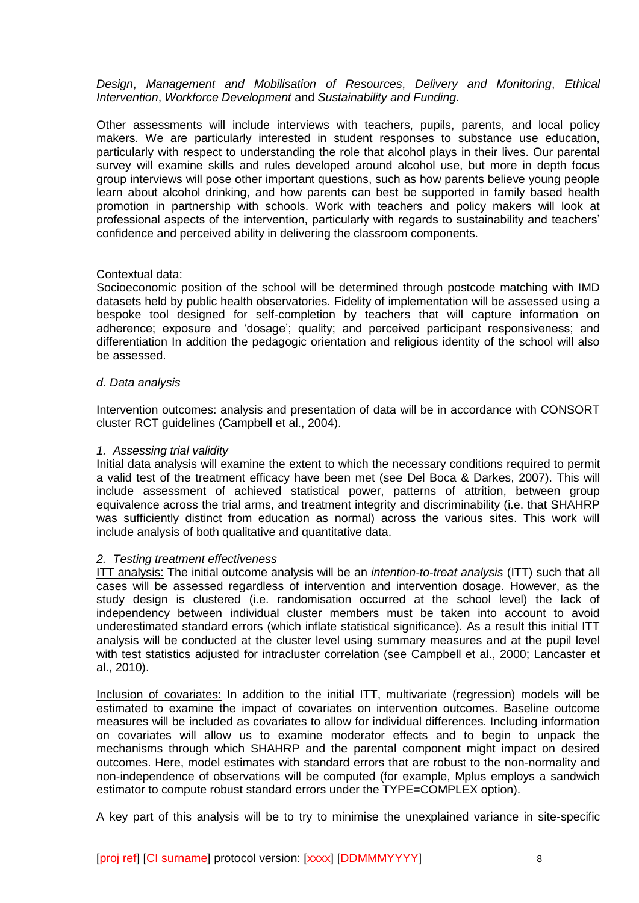*Design*, *Management and Mobilisation of Resources*, *Delivery and Monitoring*, *Ethical Intervention*, *Workforce Development* and *Sustainability and Funding.*

Other assessments will include interviews with teachers, pupils, parents, and local policy makers. We are particularly interested in student responses to substance use education, particularly with respect to understanding the role that alcohol plays in their lives. Our parental survey will examine skills and rules developed around alcohol use, but more in depth focus group interviews will pose other important questions, such as how parents believe young people learn about alcohol drinking, and how parents can best be supported in family based health promotion in partnership with schools. Work with teachers and policy makers will look at professional aspects of the intervention, particularly with regards to sustainability and teachers' confidence and perceived ability in delivering the classroom components.

Contextual data:
Socioeconomic position of the school will be determined through postcode matching with IMD datasets held by public health observatories. Fidelity of implementation will be assessed using a bespoke tool designed for self-completion by teachers that will capture information on adherence; exposure and 'dosage'; quality; and perceived participant responsiveness; and differentiation In addition the pedagogic orientation and religious identity of the school will also be assessed.

*d. Data analysis*

Intervention outcomes: analysis and presentation of data will be in accordance with CONSORT cluster RCT guidelines (Campbell et al., 2004).

*1. Assessing trial validity*
Initial data analysis will examine the extent to which the necessary conditions required to permit a valid test of the treatment efficacy have been met (see Del Boca & Darkes, 2007). This will include assessment of achieved statistical power, patterns of attrition, between group equivalence across the trial arms, and treatment integrity and discriminability (i.e. that SHAHRP was sufficiently distinct from education as normal) across the various sites. This work will include analysis of both qualitative and quantitative data.

*2. Testing treatment effectiveness*
<u>ITT analysis:</u> The initial outcome analysis will be an *intention-to-treat analysis* (ITT) such that all cases will be assessed regardless of intervention and intervention dosage. However, as the study design is clustered (i.e. randomisation occurred at the school level) the lack of independency between individual cluster members must be taken into account to avoid underestimated standard errors (which inflate statistical significance). As a result this initial ITT analysis will be conducted at the cluster level using summary measures and at the pupil level with test statistics adjusted for intracluster correlation (see Campbell et al., 2000; Lancaster et al., 2010).

<u>Inclusion of covariates:</u> In addition to the initial ITT, multivariate (regression) models will be estimated to examine the impact of covariates on intervention outcomes. Baseline outcome measures will be included as covariates to allow for individual differences. Including information on covariates will allow us to examine moderator effects and to begin to unpack the mechanisms through which SHAHRP and the parental component might impact on desired outcomes. Here, model estimates with standard errors that are robust to the non-normality and non-independence of observations will be computed (for example, Mplus employs a sandwich estimator to compute robust standard errors under the TYPE=COMPLEX option).

A key part of this analysis will be to try to minimise the unexplained variance in site-specific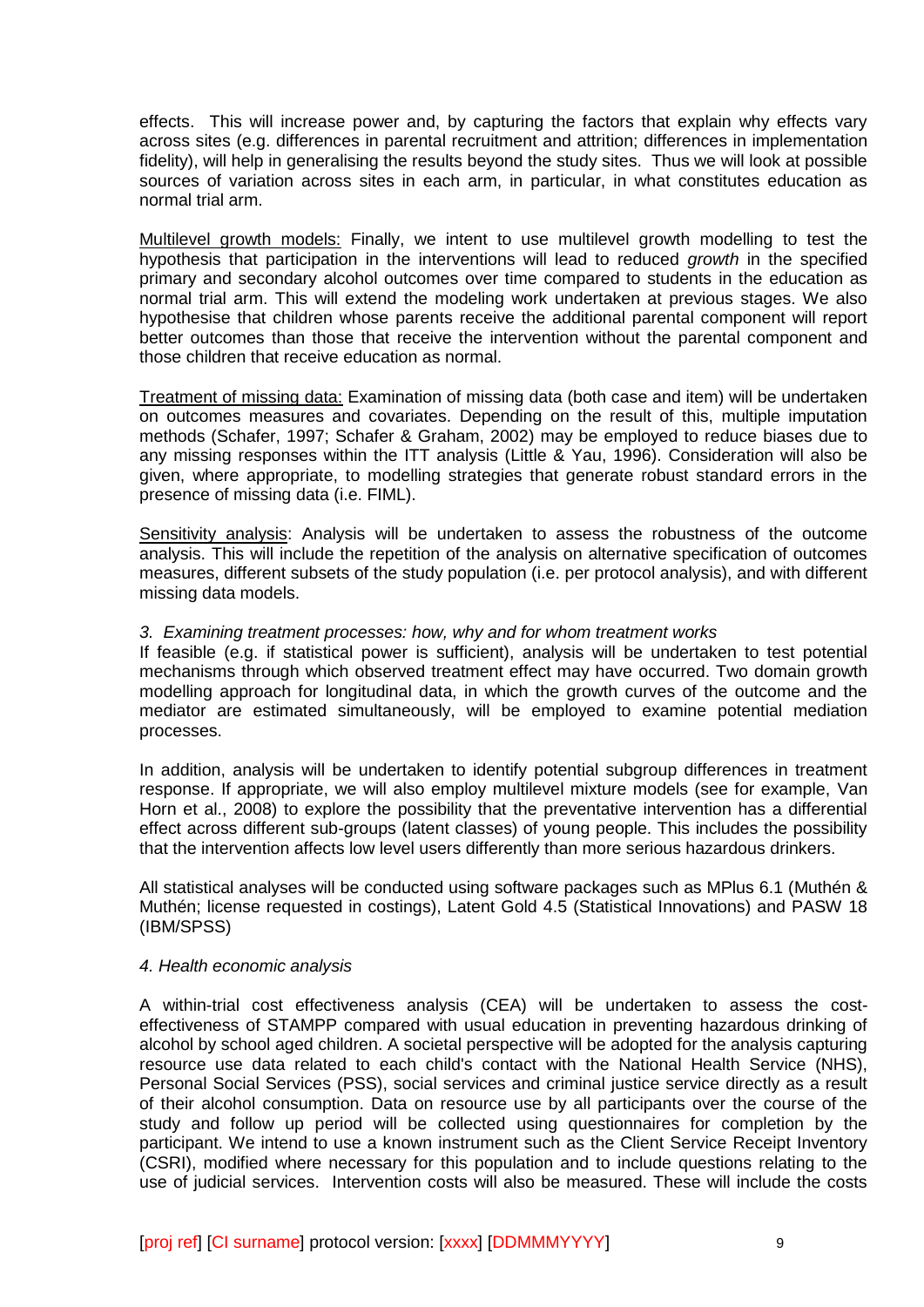effects. This will increase power and, by capturing the factors that explain why effects vary across sites (e.g. differences in parental recruitment and attrition; differences in implementation fidelity), will help in generalising the results beyond the study sites. Thus we will look at possible sources of variation across sites in each arm, in particular, in what constitutes education as normal trial arm.

Multilevel growth models: Finally, we intent to use multilevel growth modelling to test the hypothesis that participation in the interventions will lead to reduced *growth* in the specified primary and secondary alcohol outcomes over time compared to students in the education as normal trial arm. This will extend the modeling work undertaken at previous stages. We also hypothesise that children whose parents receive the additional parental component will report better outcomes than those that receive the intervention without the parental component and those children that receive education as normal.

Treatment of missing data: Examination of missing data (both case and item) will be undertaken on outcomes measures and covariates. Depending on the result of this, multiple imputation methods (Schafer, 1997; Schafer & Graham, 2002) may be employed to reduce biases due to any missing responses within the ITT analysis (Little & Yau, 1996). Consideration will also be given, where appropriate, to modelling strategies that generate robust standard errors in the presence of missing data (i.e. FIML).

Sensitivity analysis: Analysis will be undertaken to assess the robustness of the outcome analysis. This will include the repetition of the analysis on alternative specification of outcomes measures, different subsets of the study population (i.e. per protocol analysis), and with different missing data models.

*3. Examining treatment processes: how, why and for whom treatment works*

If feasible (e.g. if statistical power is sufficient), analysis will be undertaken to test potential mechanisms through which observed treatment effect may have occurred. Two domain growth modelling approach for longitudinal data, in which the growth curves of the outcome and the mediator are estimated simultaneously, will be employed to examine potential mediation processes.

In addition, analysis will be undertaken to identify potential subgroup differences in treatment response. If appropriate, we will also employ multilevel mixture models (see for example, Van Horn et al., 2008) to explore the possibility that the preventative intervention has a differential effect across different sub-groups (latent classes) of young people. This includes the possibility that the intervention affects low level users differently than more serious hazardous drinkers.

All statistical analyses will be conducted using software packages such as MPlus 6.1 (Muthén & Muthén; license requested in costings), Latent Gold 4.5 (Statistical Innovations) and PASW 18 (IBM/SPSS)

*4. Health economic analysis*

A within-trial cost effectiveness analysis (CEA) will be undertaken to assess the cost-effectiveness of STAMPP compared with usual education in preventing hazardous drinking of alcohol by school aged children. A societal perspective will be adopted for the analysis capturing resource use data related to each child's contact with the National Health Service (NHS), Personal Social Services (PSS), social services and criminal justice service directly as a result of their alcohol consumption. Data on resource use by all participants over the course of the study and follow up period will be collected using questionnaires for completion by the participant. We intend to use a known instrument such as the Client Service Receipt Inventory (CSRI), modified where necessary for this population and to include questions relating to the use of judicial services. Intervention costs will also be measured. These will include the costs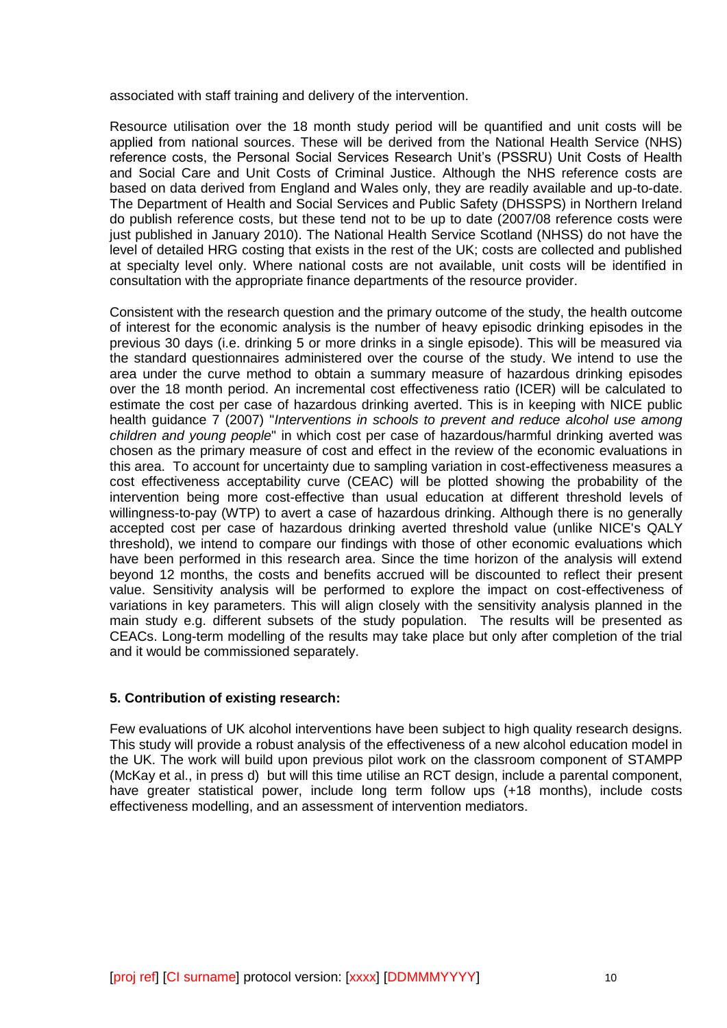associated with staff training and delivery of the intervention.

Resource utilisation over the 18 month study period will be quantified and unit costs will be applied from national sources. These will be derived from the National Health Service (NHS) reference costs, the Personal Social Services Research Unit's (PSSRU) Unit Costs of Health and Social Care and Unit Costs of Criminal Justice. Although the NHS reference costs are based on data derived from England and Wales only, they are readily available and up-to-date. The Department of Health and Social Services and Public Safety (DHSSPS) in Northern Ireland do publish reference costs, but these tend not to be up to date (2007/08 reference costs were just published in January 2010). The National Health Service Scotland (NHSS) do not have the level of detailed HRG costing that exists in the rest of the UK; costs are collected and published at specialty level only. Where national costs are not available, unit costs will be identified in consultation with the appropriate finance departments of the resource provider.

Consistent with the research question and the primary outcome of the study, the health outcome of interest for the economic analysis is the number of heavy episodic drinking episodes in the previous 30 days (i.e. drinking 5 or more drinks in a single episode). This will be measured via the standard questionnaires administered over the course of the study. We intend to use the area under the curve method to obtain a summary measure of hazardous drinking episodes over the 18 month period. An incremental cost effectiveness ratio (ICER) will be calculated to estimate the cost per case of hazardous drinking averted. This is in keeping with NICE public health guidance 7 (2007) "*Interventions in schools to prevent and reduce alcohol use among children and young people*" in which cost per case of hazardous/harmful drinking averted was chosen as the primary measure of cost and effect in the review of the economic evaluations in this area. To account for uncertainty due to sampling variation in cost-effectiveness measures a cost effectiveness acceptability curve (CEAC) will be plotted showing the probability of the intervention being more cost-effective than usual education at different threshold levels of willingness-to-pay (WTP) to avert a case of hazardous drinking. Although there is no generally accepted cost per case of hazardous drinking averted threshold value (unlike NICE's QALY threshold), we intend to compare our findings with those of other economic evaluations which have been performed in this research area. Since the time horizon of the analysis will extend beyond 12 months, the costs and benefits accrued will be discounted to reflect their present value. Sensitivity analysis will be performed to explore the impact on cost-effectiveness of variations in key parameters. This will align closely with the sensitivity analysis planned in the main study e.g. different subsets of the study population. The results will be presented as CEACs. Long-term modelling of the results may take place but only after completion of the trial and it would be commissioned separately.

## 5. Contribution of existing research:

Few evaluations of UK alcohol interventions have been subject to high quality research designs. This study will provide a robust analysis of the effectiveness of a new alcohol education model in the UK. The work will build upon previous pilot work on the classroom component of STAMPP (McKay et al., in press d) but will this time utilise an RCT design, include a parental component, have greater statistical power, include long term follow ups (+18 months), include costs effectiveness modelling, and an assessment of intervention mediators.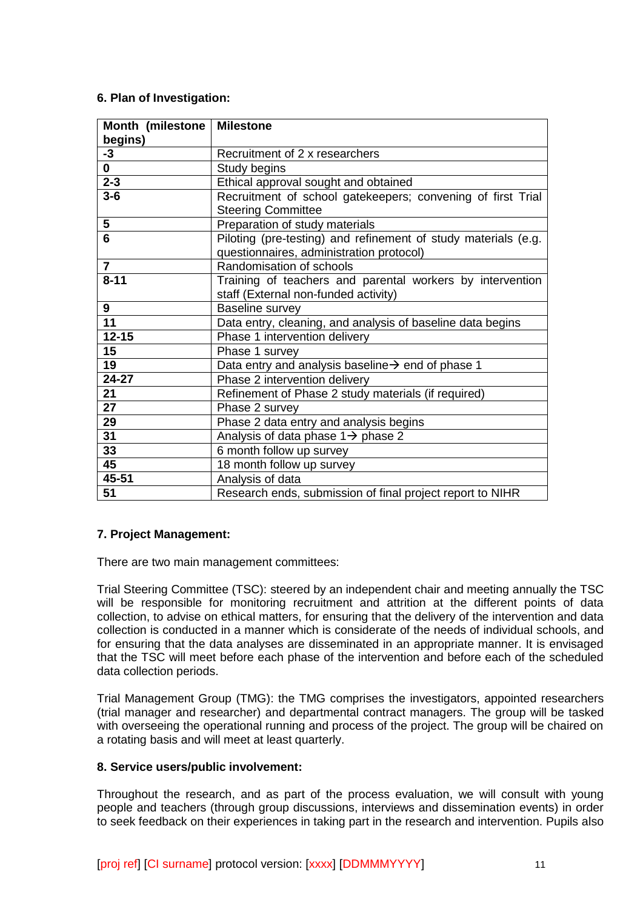### 6. Plan of Investigation:

| Month (milestone begins) | Milestone |
|---|---|
| -3 | Recruitment of 2 x researchers |
| 0 | Study begins |
| 2-3 | Ethical approval sought and obtained |
| 3-6 | Recruitment of school gatekeepers; convening of first Trial Steering Committee |
| 5 | Preparation of study materials |
| 6 | Piloting (pre-testing) and refinement of study materials (e.g. questionnaires, administration protocol) |
| 7 | Randomisation of schools |
| 8-11 | Training of teachers and parental workers by intervention staff (External non-funded activity) |
| 9 | Baseline survey |
| 11 | Data entry, cleaning, and analysis of baseline data begins |
| 12-15 | Phase 1 intervention delivery |
| 15 | Phase 1 survey |
| 19 | Data entry and analysis baseline→ end of phase 1 |
| 24-27 | Phase 2 intervention delivery |
| 21 | Refinement of Phase 2 study materials (if required) |
| 27 | Phase 2 survey |
| 29 | Phase 2 data entry and analysis begins |
| 31 | Analysis of data phase 1→ phase 2 |
| 33 | 6 month follow up survey |
| 45 | 18 month follow up survey |
| 45-51 | Analysis of data |
| 51 | Research ends, submission of final project report to NIHR |

### 7. Project Management:

There are two main management committees:

Trial Steering Committee (TSC): steered by an independent chair and meeting annually the TSC will be responsible for monitoring recruitment and attrition at the different points of data collection, to advise on ethical matters, for ensuring that the delivery of the intervention and data collection is conducted in a manner which is considerate of the needs of individual schools, and for ensuring that the data analyses are disseminated in an appropriate manner. It is envisaged that the TSC will meet before each phase of the intervention and before each of the scheduled data collection periods.

Trial Management Group (TMG): the TMG comprises the investigators, appointed researchers (trial manager and researcher) and departmental contract managers. The group will be tasked with overseeing the operational running and process of the project. The group will be chaired on a rotating basis and will meet at least quarterly.

### 8. Service users/public involvement:

Throughout the research, and as part of the process evaluation, we will consult with young people and teachers (through group discussions, interviews and dissemination events) in order to seek feedback on their experiences in taking part in the research and intervention. Pupils also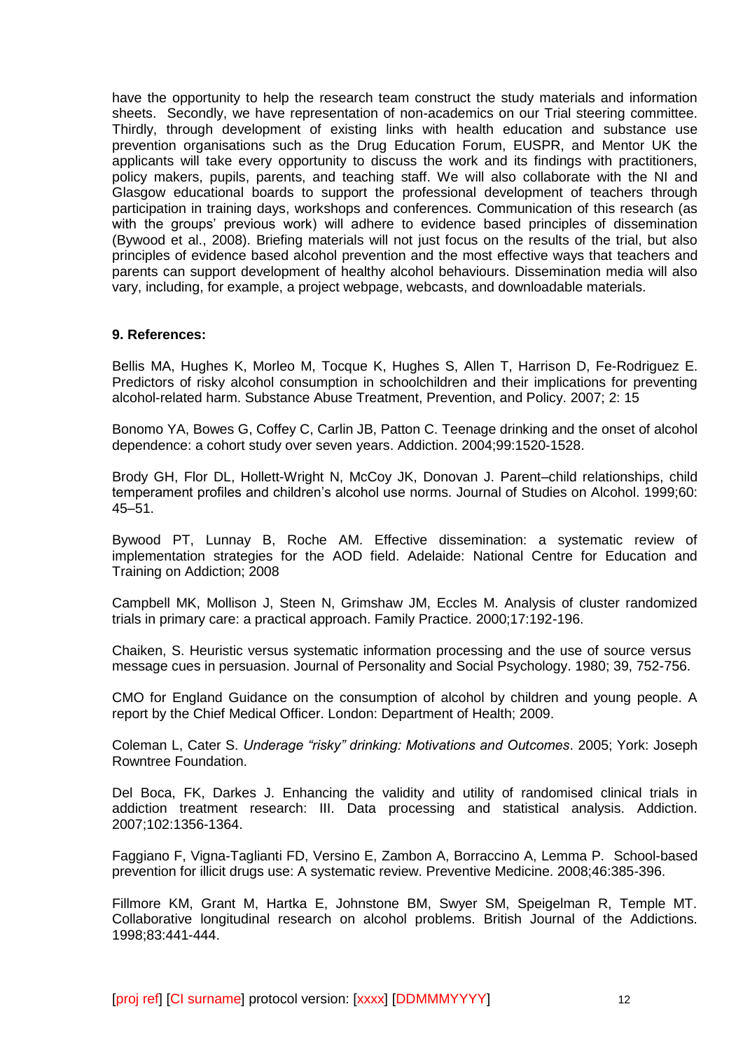have the opportunity to help the research team construct the study materials and information sheets. Secondly, we have representation of non-academics on our Trial steering committee. Thirdly, through development of existing links with health education and substance use prevention organisations such as the Drug Education Forum, EUSPR, and Mentor UK the applicants will take every opportunity to discuss the work and its findings with practitioners, policy makers, pupils, parents, and teaching staff. We will also collaborate with the NI and Glasgow educational boards to support the professional development of teachers through participation in training days, workshops and conferences. Communication of this research (as with the groups' previous work) will adhere to evidence based principles of dissemination (Bywood et al., 2008). Briefing materials will not just focus on the results of the trial, but also principles of evidence based alcohol prevention and the most effective ways that teachers and parents can support development of healthy alcohol behaviours. Dissemination media will also vary, including, for example, a project webpage, webcasts, and downloadable materials.

**9. References:**

Bellis MA, Hughes K, Morleo M, Tocque K, Hughes S, Allen T, Harrison D, Fe-Rodriguez E. Predictors of risky alcohol consumption in schoolchildren and their implications for preventing alcohol-related harm. Substance Abuse Treatment, Prevention, and Policy. 2007; 2: 15

Bonomo YA, Bowes G, Coffey C, Carlin JB, Patton C. Teenage drinking and the onset of alcohol dependence: a cohort study over seven years. Addiction. 2004;99:1520-1528.

Brody GH, Flor DL, Hollett-Wright N, McCoy JK, Donovan J. Parent–child relationships, child temperament profiles and children's alcohol use norms. Journal of Studies on Alcohol. 1999;60: 45–51.

Bywood PT, Lunnay B, Roche AM. Effective dissemination: a systematic review of implementation strategies for the AOD field. Adelaide: National Centre for Education and Training on Addiction; 2008

Campbell MK, Mollison J, Steen N, Grimshaw JM, Eccles M. Analysis of cluster randomized trials in primary care: a practical approach. Family Practice. 2000;17:192-196.

Chaiken, S. Heuristic versus systematic information processing and the use of source versus message cues in persuasion. Journal of Personality and Social Psychology. 1980; 39, 752-756.

CMO for England Guidance on the consumption of alcohol by children and young people. A report by the Chief Medical Officer. London: Department of Health; 2009.

Coleman L, Cater S. *Underage "risky" drinking: Motivations and Outcomes*. 2005; York: Joseph Rowntree Foundation.

Del Boca, FK, Darkes J. Enhancing the validity and utility of randomised clinical trials in addiction treatment research: III. Data processing and statistical analysis. Addiction. 2007;102:1356-1364.

Faggiano F, Vigna-Taglianti FD, Versino E, Zambon A, Borraccino A, Lemma P. School-based prevention for illicit drugs use: A systematic review. Preventive Medicine. 2008;46:385-396.

Fillmore KM, Grant M, Hartka E, Johnstone BM, Swyer SM, Speigelman R, Temple MT. Collaborative longitudinal research on alcohol problems. British Journal of the Addictions. 1998;83:441-444.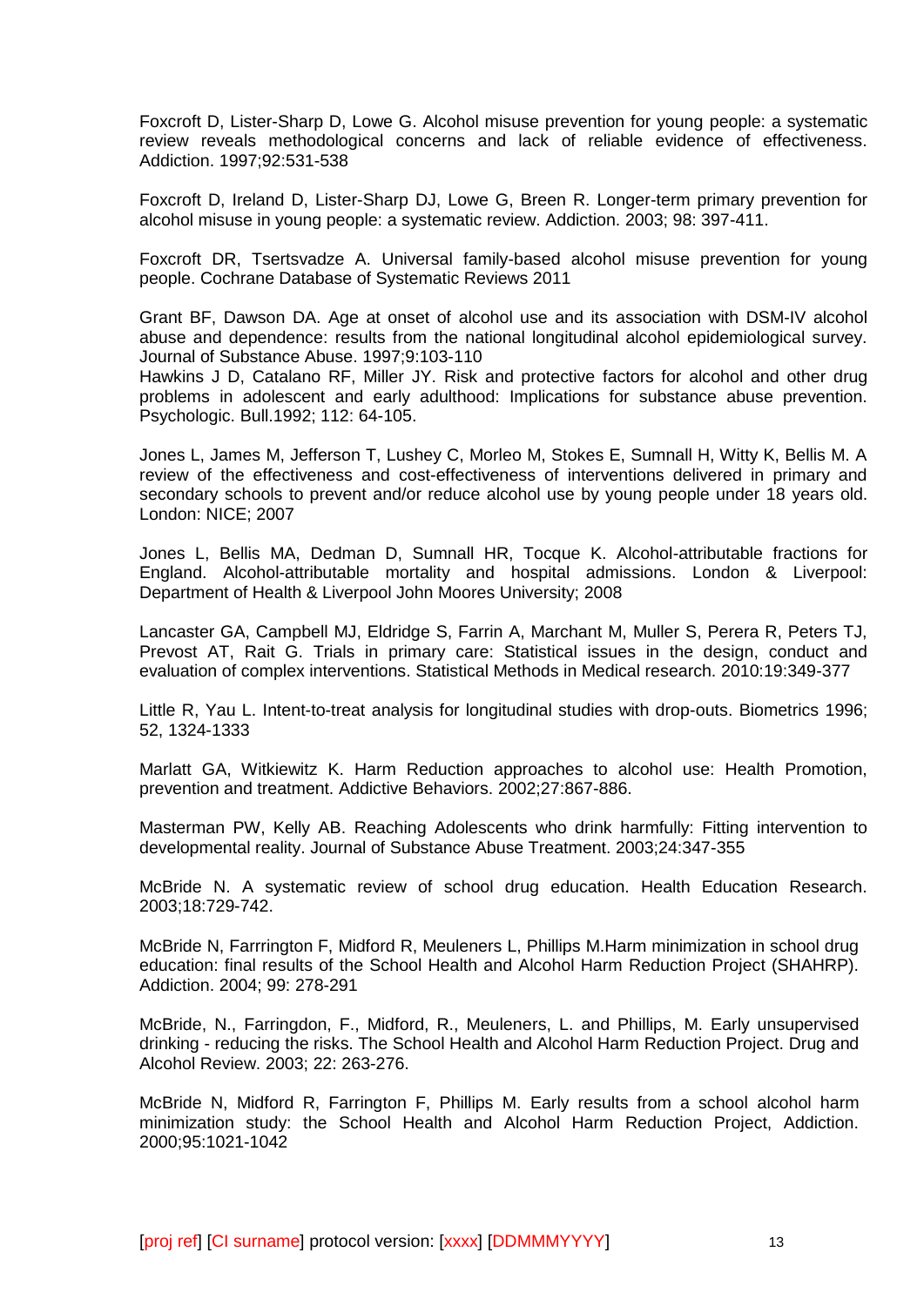Foxcroft D, Lister-Sharp D, Lowe G. Alcohol misuse prevention for young people: a systematic review reveals methodological concerns and lack of reliable evidence of effectiveness. Addiction. 1997;92:531-538

Foxcroft D, Ireland D, Lister-Sharp DJ, Lowe G, Breen R. Longer-term primary prevention for alcohol misuse in young people: a systematic review. Addiction. 2003; 98: 397-411.

Foxcroft DR, Tsertsvadze A. Universal family-based alcohol misuse prevention for young people. Cochrane Database of Systematic Reviews 2011

Grant BF, Dawson DA. Age at onset of alcohol use and its association with DSM-IV alcohol abuse and dependence: results from the national longitudinal alcohol epidemiological survey. Journal of Substance Abuse. 1997;9:103-110

Hawkins J D, Catalano RF, Miller JY. Risk and protective factors for alcohol and other drug problems in adolescent and early adulthood: Implications for substance abuse prevention. Psychologic. Bull.1992; 112: 64-105.

Jones L, James M, Jefferson T, Lushey C, Morleo M, Stokes E, Sumnall H, Witty K, Bellis M. A review of the effectiveness and cost-effectiveness of interventions delivered in primary and secondary schools to prevent and/or reduce alcohol use by young people under 18 years old. London: NICE; 2007

Jones L, Bellis MA, Dedman D, Sumnall HR, Tocque K. Alcohol-attributable fractions for England. Alcohol-attributable mortality and hospital admissions. London & Liverpool: Department of Health & Liverpool John Moores University; 2008

Lancaster GA, Campbell MJ, Eldridge S, Farrin A, Marchant M, Muller S, Perera R, Peters TJ, Prevost AT, Rait G. Trials in primary care: Statistical issues in the design, conduct and evaluation of complex interventions. Statistical Methods in Medical research. 2010:19:349-377

Little R, Yau L. Intent-to-treat analysis for longitudinal studies with drop-outs. Biometrics 1996; 52, 1324-1333

Marlatt GA, Witkiewitz K. Harm Reduction approaches to alcohol use: Health Promotion, prevention and treatment. Addictive Behaviors. 2002;27:867-886.

Masterman PW, Kelly AB. Reaching Adolescents who drink harmfully: Fitting intervention to developmental reality. Journal of Substance Abuse Treatment. 2003;24:347-355

McBride N. A systematic review of school drug education. Health Education Research. 2003;18:729-742.

McBride N, Farrrington F, Midford R, Meuleners L, Phillips M.Harm minimization in school drug education: final results of the School Health and Alcohol Harm Reduction Project (SHAHRP). Addiction. 2004; 99: 278-291

McBride, N., Farringdon, F., Midford, R., Meuleners, L. and Phillips, M. Early unsupervised drinking - reducing the risks. The School Health and Alcohol Harm Reduction Project. Drug and Alcohol Review. 2003; 22: 263-276.

McBride N, Midford R, Farrington F, Phillips M. Early results from a school alcohol harm minimization study: the School Health and Alcohol Harm Reduction Project, Addiction. 2000;95:1021-1042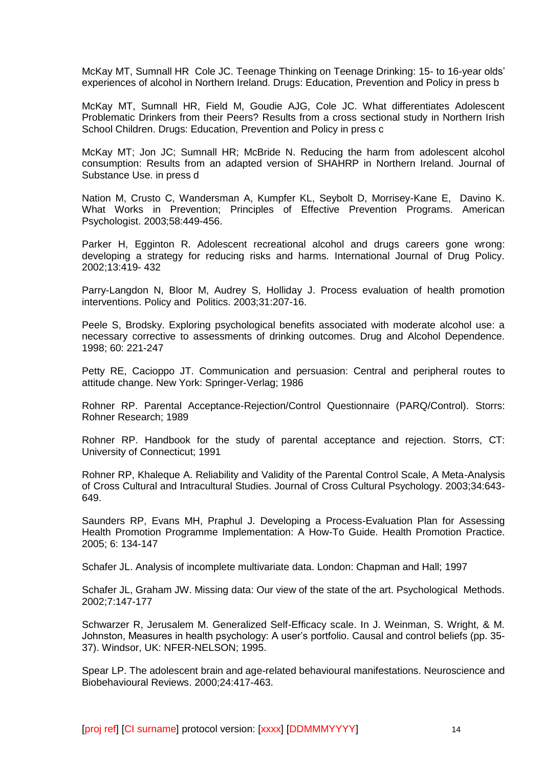McKay MT, Sumnall HR  Cole JC. Teenage Thinking on Teenage Drinking: 15- to 16-year olds' experiences of alcohol in Northern Ireland. Drugs: Education, Prevention and Policy in press b

McKay MT, Sumnall HR, Field M, Goudie AJG, Cole JC. What differentiates Adolescent Problematic Drinkers from their Peers? Results from a cross sectional study in Northern Irish School Children. Drugs: Education, Prevention and Policy in press c

McKay MT; Jon JC; Sumnall HR; McBride N. Reducing the harm from adolescent alcohol consumption: Results from an adapted version of SHAHRP in Northern Ireland. Journal of Substance Use. in press d

Nation M, Crusto C, Wandersman A, Kumpfer KL, Seybolt D, Morrisey-Kane E,  Davino K. What Works in Prevention; Principles of Effective Prevention Programs. American Psychologist. 2003;58:449-456.

Parker H, Egginton R. Adolescent recreational alcohol and drugs careers gone wrong: developing a strategy for reducing risks and harms. International Journal of Drug Policy. 2002;13:419- 432

Parry-Langdon N, Bloor M, Audrey S, Holliday J. Process evaluation of health promotion interventions. Policy and  Politics. 2003;31:207-16.

Peele S, Brodsky. Exploring psychological benefits associated with moderate alcohol use: a necessary corrective to assessments of drinking outcomes. Drug and Alcohol Dependence. 1998; 60: 221-247

Petty RE, Cacioppo JT. Communication and persuasion: Central and peripheral routes to attitude change. New York: Springer-Verlag; 1986

Rohner RP. Parental Acceptance-Rejection/Control Questionnaire (PARQ/Control). Storrs: Rohner Research; 1989

Rohner RP. Handbook for the study of parental acceptance and rejection. Storrs, CT: University of Connecticut; 1991

Rohner RP, Khaleque A. Reliability and Validity of the Parental Control Scale, A Meta-Analysis of Cross Cultural and Intracultural Studies. Journal of Cross Cultural Psychology. 2003;34:643-649.

Saunders RP, Evans MH, Praphul J. Developing a Process-Evaluation Plan for Assessing Health Promotion Programme Implementation: A How-To Guide. Health Promotion Practice. 2005; 6: 134-147

Schafer JL. Analysis of incomplete multivariate data. London: Chapman and Hall; 1997

Schafer JL, Graham JW. Missing data: Our view of the state of the art. Psychological  Methods. 2002;7:147-177

Schwarzer R, Jerusalem M. Generalized Self-Efficacy scale. In J. Weinman, S. Wright, & M. Johnston, Measures in health psychology: A user's portfolio. Causal and control beliefs (pp. 35-37). Windsor, UK: NFER-NELSON; 1995.

Spear LP. The adolescent brain and age-related behavioural manifestations. Neuroscience and Biobehavioural Reviews. 2000;24:417-463.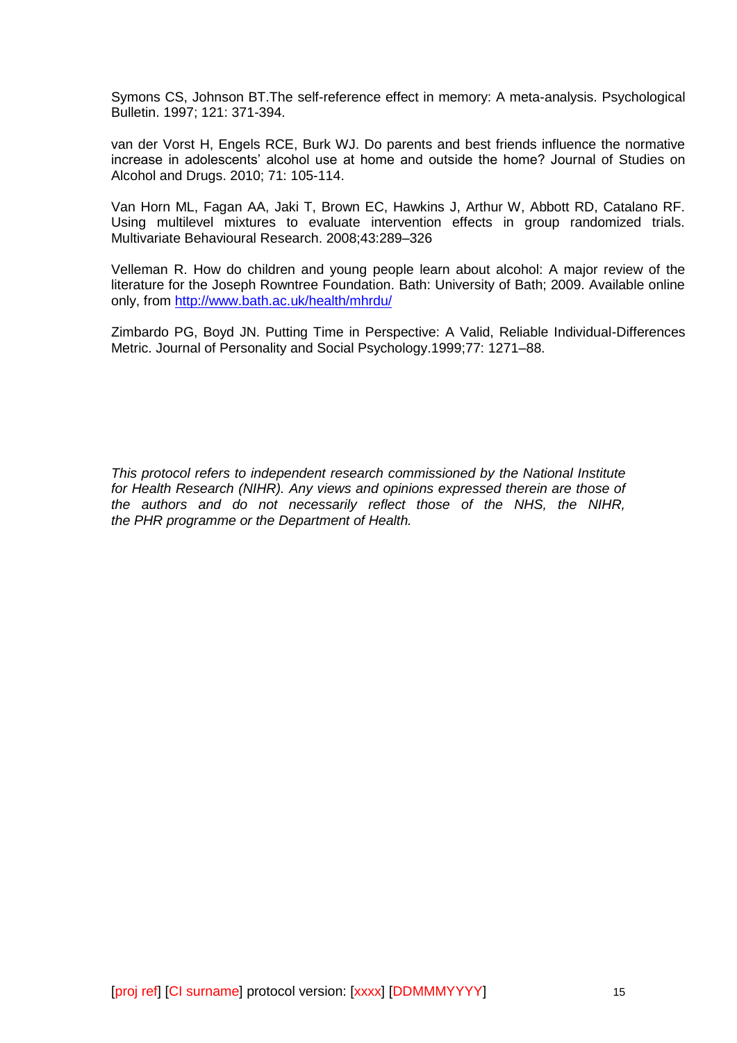Symons CS, Johnson BT.The self-reference effect in memory: A meta-analysis. Psychological Bulletin. 1997; 121: 371-394.

van der Vorst H, Engels RCE, Burk WJ. Do parents and best friends influence the normative increase in adolescents' alcohol use at home and outside the home? Journal of Studies on Alcohol and Drugs. 2010; 71: 105-114.

Van Horn ML, Fagan AA, Jaki T, Brown EC, Hawkins J, Arthur W, Abbott RD, Catalano RF. Using multilevel mixtures to evaluate intervention effects in group randomized trials. Multivariate Behavioural Research. 2008;43:289–326

Velleman R. How do children and young people learn about alcohol: A major review of the literature for the Joseph Rowntree Foundation. Bath: University of Bath; 2009. Available online only, from http://www.bath.ac.uk/health/mhrdu/

Zimbardo PG, Boyd JN. Putting Time in Perspective: A Valid, Reliable Individual-Differences Metric. Journal of Personality and Social Psychology.1999;77: 1271–88.

*This protocol refers to independent research commissioned by the National Institute for Health Research (NIHR). Any views and opinions expressed therein are those of the authors and do not necessarily reflect those of the NHS, the NIHR, the PHR programme or the Department of Health.*